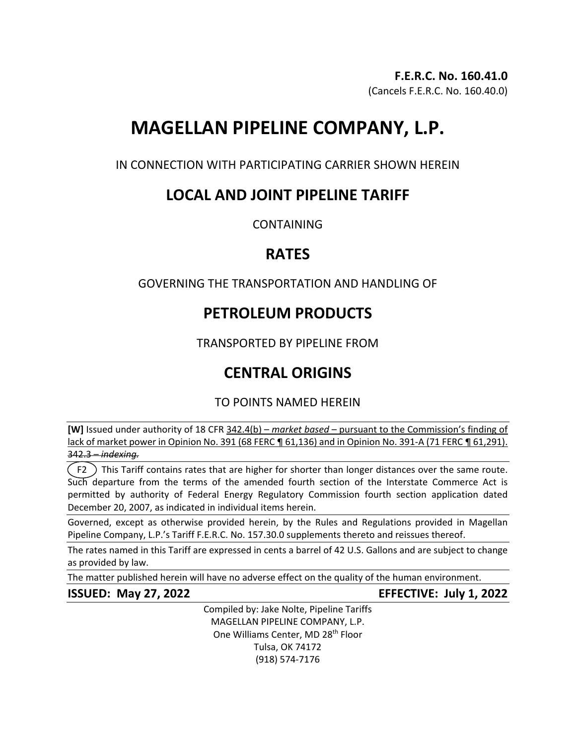**F.E.R.C. No. 160.41.0**
(Cancels F.E.R.C. No. 160.40.0)

# MAGELLAN PIPELINE COMPANY, L.P.

IN CONNECTION WITH PARTICIPATING CARRIER SHOWN HEREIN

## LOCAL AND JOINT PIPELINE TARIFF

CONTAINING

## RATES

GOVERNING THE TRANSPORTATION AND HANDLING OF

## PETROLEUM PRODUCTS

TRANSPORTED BY PIPELINE FROM

## CENTRAL ORIGINS

TO POINTS NAMED HEREIN

**[W]** Issued under authority of 18 CFR <u>342.4(b) – *market based* – pursuant to the Commission's finding of lack of market power in Opinion No. 391 (68 FERC ¶ 61,136) and in Opinion No. 391-A (71 FERC ¶ 61,291).</u> ~~342.3 – *indexing.*~~

(F2) This Tariff contains rates that are higher for shorter than longer distances over the same route. Such departure from the terms of the amended fourth section of the Interstate Commerce Act is permitted by authority of Federal Energy Regulatory Commission fourth section application dated December 20, 2007, as indicated in individual items herein.

Governed, except as otherwise provided herein, by the Rules and Regulations provided in Magellan Pipeline Company, L.P.'s Tariff F.E.R.C. No. 157.30.0 supplements thereto and reissues thereof.

The rates named in this Tariff are expressed in cents a barrel of 42 U.S. Gallons and are subject to change as provided by law.

The matter published herein will have no adverse effect on the quality of the human environment.

**ISSUED: May 27, 2022** **EFFECTIVE: July 1, 2022**

Compiled by: Jake Nolte, Pipeline Tariffs
MAGELLAN PIPELINE COMPANY, L.P.
One Williams Center, MD 28th Floor
Tulsa, OK 74172
(918) 574-7176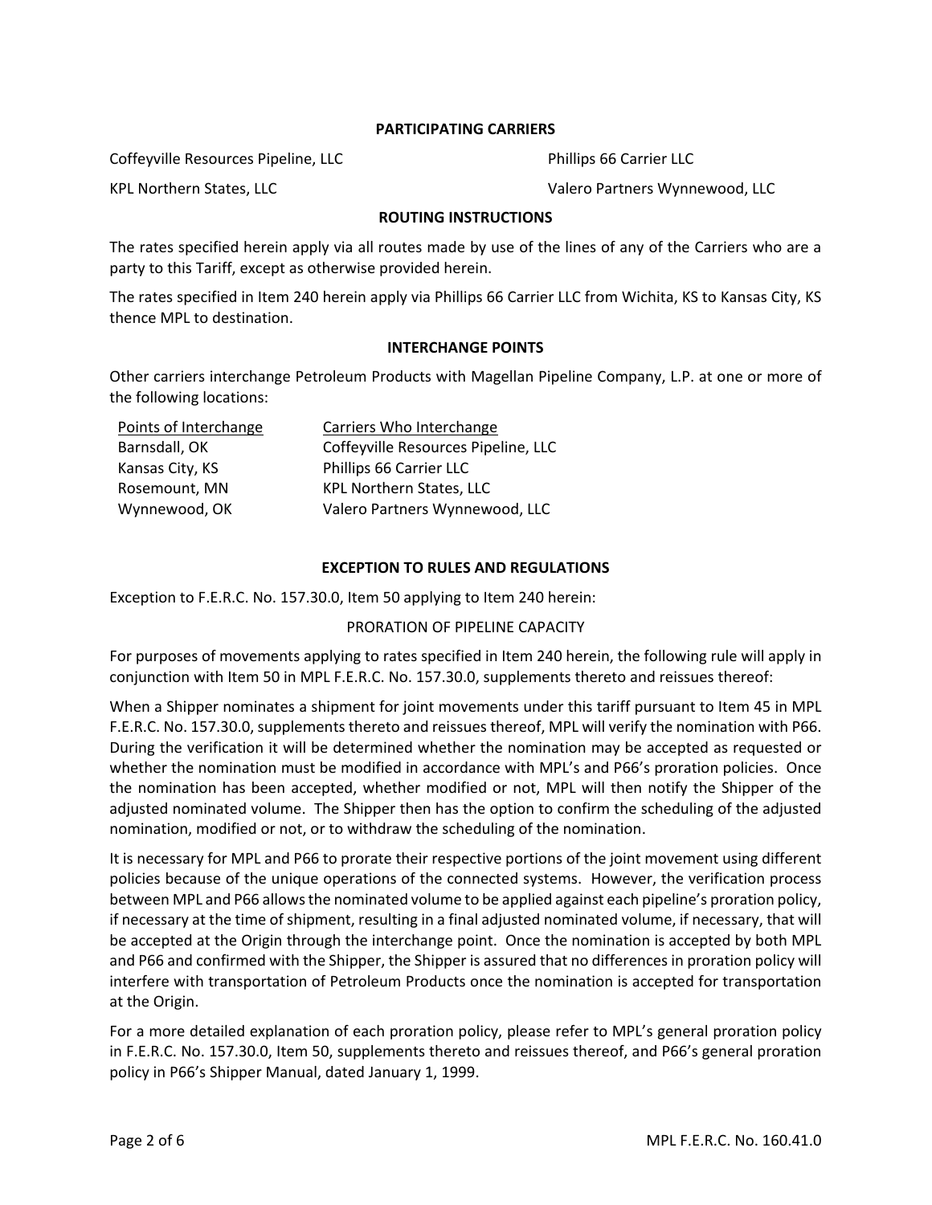## PARTICIPATING CARRIERS

Coffeyville Resources Pipeline, LLC

KPL Northern States, LLC

Phillips 66 Carrier LLC

Valero Partners Wynnewood, LLC

## ROUTING INSTRUCTIONS

The rates specified herein apply via all routes made by use of the lines of any of the Carriers who are a party to this Tariff, except as otherwise provided herein.

The rates specified in Item 240 herein apply via Phillips 66 Carrier LLC from Wichita, KS to Kansas City, KS thence MPL to destination.

## INTERCHANGE POINTS

Other carriers interchange Petroleum Products with Magellan Pipeline Company, L.P. at one or more of the following locations:

| Points of Interchange | Carriers Who Interchange |
|---|---|
| Barnsdall, OK | Coffeyville Resources Pipeline, LLC |
| Kansas City, KS | Phillips 66 Carrier LLC |
| Rosemount, MN | KPL Northern States, LLC |
| Wynnewood, OK | Valero Partners Wynnewood, LLC |

## EXCEPTION TO RULES AND REGULATIONS

Exception to F.E.R.C. No. 157.30.0, Item 50 applying to Item 240 herein:

PRORATION OF PIPELINE CAPACITY

For purposes of movements applying to rates specified in Item 240 herein, the following rule will apply in conjunction with Item 50 in MPL F.E.R.C. No. 157.30.0, supplements thereto and reissues thereof:

When a Shipper nominates a shipment for joint movements under this tariff pursuant to Item 45 in MPL F.E.R.C. No. 157.30.0, supplements thereto and reissues thereof, MPL will verify the nomination with P66. During the verification it will be determined whether the nomination may be accepted as requested or whether the nomination must be modified in accordance with MPL's and P66's proration policies. Once the nomination has been accepted, whether modified or not, MPL will then notify the Shipper of the adjusted nominated volume. The Shipper then has the option to confirm the scheduling of the adjusted nomination, modified or not, or to withdraw the scheduling of the nomination.

It is necessary for MPL and P66 to prorate their respective portions of the joint movement using different policies because of the unique operations of the connected systems. However, the verification process between MPL and P66 allows the nominated volume to be applied against each pipeline's proration policy, if necessary at the time of shipment, resulting in a final adjusted nominated volume, if necessary, that will be accepted at the Origin through the interchange point. Once the nomination is accepted by both MPL and P66 and confirmed with the Shipper, the Shipper is assured that no differences in proration policy will interfere with transportation of Petroleum Products once the nomination is accepted for transportation at the Origin.

For a more detailed explanation of each proration policy, please refer to MPL's general proration policy in F.E.R.C. No. 157.30.0, Item 50, supplements thereto and reissues thereof, and P66's general proration policy in P66's Shipper Manual, dated January 1, 1999.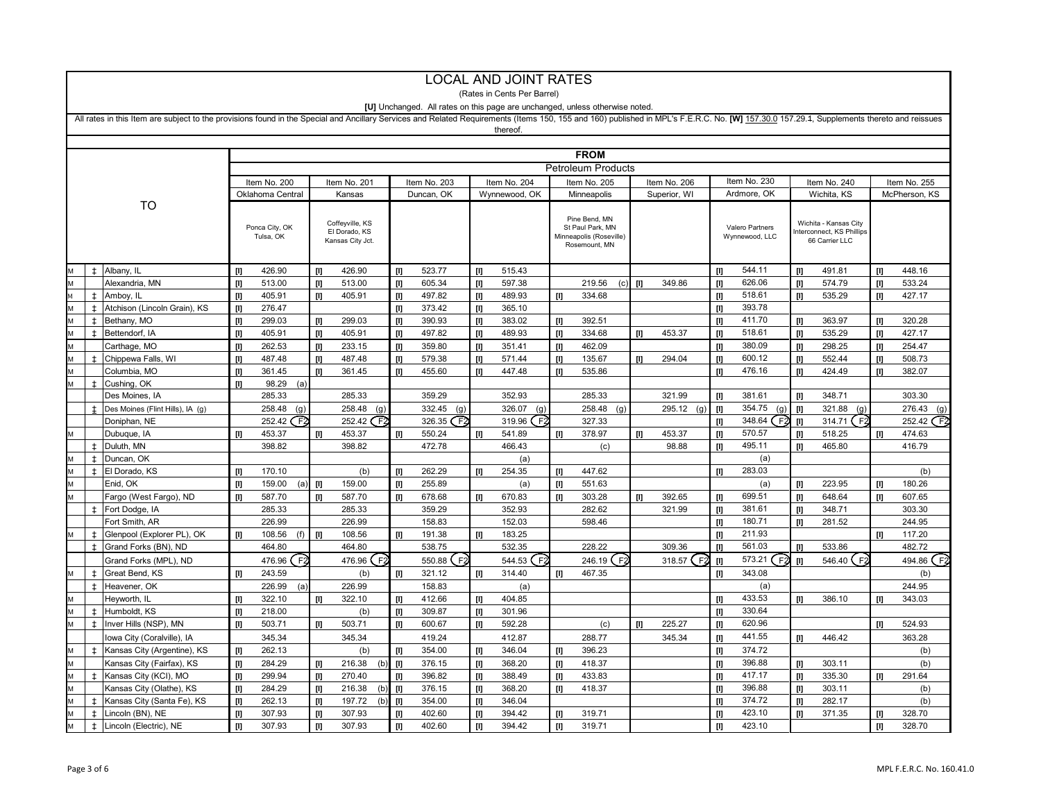# LOCAL AND JOINT RATES

(Rates in Cents Per Barrel)

**[U]** Unchanged. All rates on this page are unchanged, unless otherwise noted.

All rates in this Item are subject to the provisions found in the Special and Ancillary Services and Related Requirements (Items 150, 155 and 160) published in MPL's F.E.R.C. No. **[W]** 157.30.0 157.29.1, Supplements thereto and reissues thereof.

| | | | FROM | | | | | | | | |
|---|---|---|---|---|---|---|---|---|---|---|---|
| | | | Petroleum Products | | | | | | | | |
| | | | Item No. 200 | Item No. 201 | Item No. 203 | Item No. 204 | Item No. 205 | Item No. 206 | Item No. 230 | Item No. 240 | Item No. 255 |
| | | TO | Oklahoma Central | Kansas | Duncan, OK | Wynnewood, OK | Minneapolis | Superior, WI | Ardmore, OK | Wichita, KS | McPherson, KS |
| | | | Ponca City, OK Tulsa, OK | Coffeyville, KS El Dorado, KS Kansas City Jct. | | | Pine Bend, MN St Paul Park, MN Minneapolis (Roseville) Rosemount, MN | | Valero Partners Wynnewood, LLC | Wichita - Kansas City Interconnect, KS Phillips 66 Carrier LLC | |
| M | ‡ | Albany, IL | [I] 426.90 | [I] 426.90 | [I] 523.77 | [I] 515.43 | | | [I] 544.11 | [I] 491.81 | [I] 448.16 |
| M | | Alexandria, MN | [I] 513.00 | [I] 513.00 | [I] 605.34 | [I] 597.38 | 219.56 (c) | [I] 349.86 | [I] 626.06 | [I] 574.79 | [I] 533.24 |
| M | ‡ | Amboy, IL | [I] 405.91 | [I] 405.91 | [I] 497.82 | [I] 489.93 | [I] 334.68 | | [I] 518.61 | [I] 535.29 | [I] 427.17 |
| M | ‡ | Atchison (Lincoln Grain), KS | [I] 276.47 | | [I] 373.42 | [I] 365.10 | | | [I] 393.78 | | |
| M | ‡ | Bethany, MO | [I] 299.03 | [I] 299.03 | [I] 390.93 | [I] 383.02 | [I] 392.51 | | [I] 411.70 | [I] 363.97 | [I] 320.28 |
| M | ‡ | Bettendorf, IA | [I] 405.91 | [I] 405.91 | [I] 497.82 | [I] 489.93 | [I] 334.68 | [I] 453.37 | [I] 518.61 | [I] 535.29 | [I] 427.17 |
| M | | Carthage, MO | [I] 262.53 | [I] 233.15 | [I] 359.80 | [I] 351.41 | [I] 462.09 | | [I] 380.09 | [I] 298.25 | [I] 254.47 |
| M | ‡ | Chippewa Falls, WI | [I] 487.48 | [I] 487.48 | [I] 579.38 | [I] 571.44 | [I] 135.67 | [I] 294.04 | [I] 600.12 | [I] 552.44 | [I] 508.73 |
| M | | Columbia, MO | [I] 361.45 | [I] 361.45 | [I] 455.60 | [I] 447.48 | [I] 535.86 | | [I] 476.16 | [I] 424.49 | [I] 382.07 |
| M | ‡ | Cushing, OK | [I] 98.29 (a) | | | | | | | | |
| | | Des Moines, IA | 285.33 | 285.33 | 359.29 | 352.93 | 285.33 | 321.99 | [I] 381.61 | [I] 348.71 | 303.30 |
| | ‡ | Des Moines (Flint Hills), IA (g) | 258.48 (g) | 258.48 (g) | 332.45 (g) | 326.07 (g) | 258.48 (g) | 295.12 (g) | [I] 354.75 (g) | [I] 321.88 (g) | 276.43 (g) |
| | | Doniphan, NE | 252.42 (F2) | 252.42 (F2) | 326.35 (F2) | 319.96 (F2) | 327.33 | | [I] 348.64 (F2) | [I] 314.71 (F2) | 252.42 (F2) |
| M | | Dubuque, IA | [I] 453.37 | [I] 453.37 | [I] 550.24 | [I] 541.89 | [I] 378.97 | [I] 453.37 | [I] 570.57 | [I] 518.25 | [I] 474.63 |
| | ‡ | Duluth, MN | 398.82 | 398.82 | 472.78 | 466.43 | (c) | 98.88 | [I] 495.11 | [I] 465.80 | 416.79 |
| M | ‡ | Duncan, OK | | | | (a) | | | (a) | | |
| M | ‡ | El Dorado, KS | [I] 170.10 | (b) | [I] 262.29 | [I] 254.35 | [I] 447.62 | | [I] 283.03 | | (b) |
| M | | Enid, OK | [I] 159.00 (a) | [I] 159.00 | [I] 255.89 | (a) | [I] 551.63 | | (a) | [I] 223.95 | [I] 180.26 |
| M | | Fargo (West Fargo), ND | [I] 587.70 | [I] 587.70 | [I] 678.68 | [I] 670.83 | [I] 303.28 | [I] 392.65 | [I] 699.51 | [I] 648.64 | [I] 607.65 |
| | ‡ | Fort Dodge, IA | 285.33 | 285.33 | 359.29 | 352.93 | 282.62 | 321.99 | [I] 381.61 | [I] 348.71 | 303.30 |
| | | Fort Smith, AR | 226.99 | 226.99 | 158.83 | 152.03 | 598.46 | | [I] 180.71 | [I] 281.52 | 244.95 |
| M | ‡ | Glenpool (Explorer PL), OK | [I] 108.56 (f) | [I] 108.56 | [I] 191.38 | [I] 183.25 | | | [I] 211.93 | | [I] 117.20 |
| | ‡ | Grand Forks (BN), ND | 464.80 | 464.80 | 538.75 | 532.35 | 228.22 | 309.36 | [I] 561.03 | [I] 533.86 | 482.72 |
| | | Grand Forks (MPL), ND | 476.96 (F2) | 476.96 (F2) | 550.88 (F2) | 544.53 (F2) | 246.19 (F2) | 318.57 (F2) | [I] 573.21 (F2) | [I] 546.40 (F2) | 494.86 (F2) |
| M | ‡ | Great Bend, KS | [I] 243.59 | (b) | [I] 321.12 | [I] 314.40 | [I] 467.35 | | [I] 343.08 | | (b) |
| | ‡ | Heavener, OK | 226.99 (a) | 226.99 | 158.83 | (a) | | | (a) | | 244.95 |
| M | | Heyworth, IL | [I] 322.10 | [I] 322.10 | [I] 412.66 | [I] 404.85 | | | [I] 433.53 | [I] 386.10 | [I] 343.03 |
| M | ‡ | Humboldt, KS | [I] 218.00 | (b) | [I] 309.87 | [I] 301.96 | | | [I] 330.64 | | |
| M | ‡ | Inver Hills (NSP), MN | [I] 503.71 | [I] 503.71 | [I] 600.67 | [I] 592.28 | (c) | [I] 225.27 | [I] 620.96 | | [I] 524.93 |
| | | Iowa City (Coralville), IA | 345.34 | 345.34 | 419.24 | 412.87 | 288.77 | 345.34 | [I] 441.55 | [I] 446.42 | 363.28 |
| M | ‡ | Kansas City (Argentine), KS | [I] 262.13 | (b) | [I] 354.00 | [I] 346.04 | [I] 396.23 | | [I] 374.72 | | (b) |
| M | | Kansas City (Fairfax), KS | [I] 284.29 | [I] 216.38 (b) | [I] 376.15 | [I] 368.20 | [I] 418.37 | | [I] 396.88 | [I] 303.11 | (b) |
| M | ‡ | Kansas City (KCI), MO | [I] 299.94 | [I] 270.40 | [I] 396.82 | [I] 388.49 | [I] 433.83 | | [I] 417.17 | [I] 335.30 | [I] 291.64 |
| M | | Kansas City (Olathe), KS | [I] 284.29 | [I] 216.38 (b) | [I] 376.15 | [I] 368.20 | [I] 418.37 | | [I] 396.88 | [I] 303.11 | (b) |
| M | ‡ | Kansas City (Santa Fe), KS | [I] 262.13 | [I] 197.72 (b) | [I] 354.00 | [I] 346.04 | | | [I] 374.72 | [I] 282.17 | (b) |
| M | ‡ | Lincoln (BN), NE | [I] 307.93 | [I] 307.93 | [I] 402.60 | [I] 394.42 | [I] 319.71 | | [I] 423.10 | [I] 371.35 | [I] 328.70 |
| M | ‡ | Lincoln (Electric), NE | [I] 307.93 | [I] 307.93 | [I] 402.60 | [I] 394.42 | [I] 319.71 | | [I] 423.10 | | [I] 328.70 |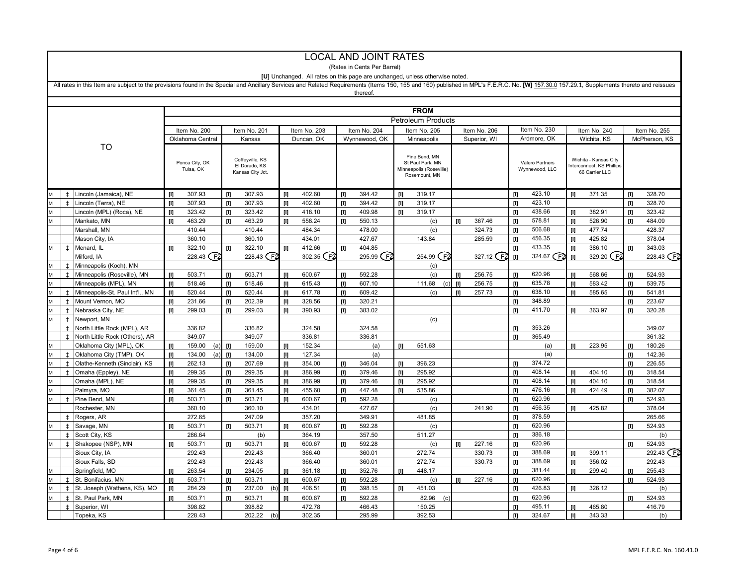# LOCAL AND JOINT RATES

(Rates in Cents Per Barrel)

**[U]** Unchanged. All rates on this page are unchanged, unless otherwise noted.

All rates in this Item are subject to the provisions found in the Special and Ancillary Services and Related Requirements (Items 150, 155 and 160) published in MPL's F.E.R.C. No. **[W]** 157.30.0 157.29.1, Supplements thereto and reissues thereof.

| | | TO | FROM | | | | | | | | |
|---|---|---|---|---|---|---|---|---|---|---|---|
| | | | Petroleum Products | | | | | | | | |
| | | | Item No. 200 | Item No. 201 | Item No. 203 | Item No. 204 | Item No. 205 | Item No. 206 | Item No. 230 | Item No. 240 | Item No. 255 |
| | | | Oklahoma Central | Kansas | Duncan, OK | Wynnewood, OK | Minneapolis | Superior, WI | Ardmore, OK | Wichita, KS | McPherson, KS |
| | | | Ponca City, OK Tulsa, OK | Coffeyville, KS El Dorado, KS Kansas City Jct. | | | Pine Bend, MN St Paul Park, MN Minneapolis (Roseville) Rosemount, MN | | Valero Partners Wynnewood, LLC | Wichita - Kansas City Interconnect, KS Phillips 66 Carrier LLC | |
| M | ‡ | Lincoln (Jamaica), NE | [I] 307.93 | [I] 307.93 | [I] 402.60 | [I] 394.42 | [I] 319.17 | | [I] 423.10 | [I] 371.35 | [I] 328.70 |
| M | ‡ | Lincoln (Terra), NE | [I] 307.93 | [I] 307.93 | [I] 402.60 | [I] 394.42 | [I] 319.17 | | [I] 423.10 | | [I] 328.70 |
| M | | Lincoln (MPL) (Roca), NE | [I] 323.42 | [I] 323.42 | [I] 418.10 | [I] 409.98 | [I] 319.17 | | [I] 438.66 | [I] 382.91 | [I] 323.42 |
| M | | Mankato, MN | [I] 463.29 | [I] 463.29 | [I] 558.24 | [I] 550.13 | (c) | [I] 367.46 | [I] 578.81 | [I] 526.90 | [I] 484.09 |
| | | Marshall, MN | 410.44 | 410.44 | 484.34 | 478.00 | (c) | 324.73 | [I] 506.68 | [I] 477.74 | 428.37 |
| | | Mason City, IA | 360.10 | 360.10 | 434.01 | 427.67 | 143.84 | 285.59 | [I] 456.35 | [I] 425.82 | 378.04 |
| M | ‡ | Menard, IL | [I] 322.10 | [I] 322.10 | [I] 412.66 | [I] 404.85 | | | [I] 433.35 | [I] 386.10 | [I] 343.03 |
| | | Milford, IA | 228.43 (F2) | 228.43 (F2) | 302.35 (F2) | 295.99 (F2) | 254.99 (F2) | 327.12 (F2) | [I] 324.67 (F2) | [I] 329.20 (F2) | 228.43 (F2) |
| M | ‡ | Minneapolis (Koch), MN | | | | | (c) | | | | |
| M | ‡ | Minneapolis (Roseville), MN | [I] 503.71 | [I] 503.71 | [I] 600.67 | [I] 592.28 | (c) | [I] 256.75 | [I] 620.96 | [I] 568.66 | [I] 524.93 |
| M | | Minneapolis (MPL), MN | [I] 518.46 | [I] 518.46 | [I] 615.43 | [I] 607.10 | 111.68 (c) | [I] 256.75 | [I] 635.78 | [I] 583.42 | [I] 539.75 |
| M | ‡ | Minneapolis-St. Paul Int'l., MN | [I] 520.44 | [I] 520.44 | [I] 617.78 | [I] 609.42 | (c) | [I] 257.73 | [I] 638.10 | [I] 585.65 | [I] 541.81 |
| M | ‡ | Mount Vernon, MO | [I] 231.66 | [I] 202.39 | [I] 328.56 | [I] 320.21 | | | [I] 348.89 | | [I] 223.67 |
| M | ‡ | Nebraska City, NE | [I] 299.03 | [I] 299.03 | [I] 390.93 | [I] 383.02 | | | [I] 411.70 | [I] 363.97 | [I] 320.28 |
| M | ‡ | Newport, MN | | | | | (c) | | | | |
| | ‡ | North Little Rock (MPL), AR | 336.82 | 336.82 | 324.58 | 324.58 | | | [I] 353.26 | | 349.07 |
| | ‡ | North Little Rock (Others), AR | 349.07 | 349.07 | 336.81 | 336.81 | | | [I] 365.49 | | 361.32 |
| M | | Oklahoma City (MPL), OK | [I] 159.00 (a) | [I] 159.00 | [I] 152.34 | (a) | [I] 551.63 | | (a) | [I] 223.95 | [I] 180.26 |
| M | ‡ | Oklahoma City (TMP), OK | [I] 134.00 (a) | [I] 134.00 | [I] 127.34 | (a) | | | (a) | | [I] 142.36 |
| M | ‡ | Olathe-Kenneth (Sinclair), KS | [I] 262.13 | [I] 207.69 | [I] 354.00 | [I] 346.04 | [I] 396.23 | | [I] 374.72 | | [I] 226.55 |
| M | ‡ | Omaha (Eppley), NE | [I] 299.35 | [I] 299.35 | [I] 386.99 | [I] 379.46 | [I] 295.92 | | [I] 408.14 | [I] 404.10 | [I] 318.54 |
| M | | Omaha (MPL), NE | [I] 299.35 | [I] 299.35 | [I] 386.99 | [I] 379.46 | [I] 295.92 | | [I] 408.14 | [I] 404.10 | [I] 318.54 |
| M | | Palmyra, MO | [I] 361.45 | [I] 361.45 | [I] 455.60 | [I] 447.48 | [I] 535.86 | | [I] 476.16 | [I] 424.49 | [I] 382.07 |
| M | ‡ | Pine Bend, MN | [I] 503.71 | [I] 503.71 | [I] 600.67 | [I] 592.28 | (c) | | [I] 620.96 | | [I] 524.93 |
| | | Rochester, MN | 360.10 | 360.10 | 434.01 | 427.67 | (c) | 241.90 | [I] 456.35 | [I] 425.82 | 378.04 |
| | ‡ | Rogers, AR | 272.65 | 247.09 | 357.20 | 349.91 | 481.85 | | [I] 378.59 | | 265.66 |
| M | ‡ | Savage, MN | [I] 503.71 | [I] 503.71 | [I] 600.67 | [I] 592.28 | (c) | | [I] 620.96 | | [I] 524.93 |
| | ‡ | Scott City, KS | 286.64 | (b) | 364.19 | 357.50 | 511.27 | | [I] 386.18 | | (b) |
| M | ‡ | Shakopee (NSP), MN | [I] 503.71 | [I] 503.71 | [I] 600.67 | [I] 592.28 | (c) | [I] 227.16 | [I] 620.96 | | [I] 524.93 |
| | | Sioux City, IA | 292.43 | 292.43 | 366.40 | 360.01 | 272.74 | 330.73 | [I] 388.69 | [I] 399.11 | 292.43 (F2) |
| | | Sioux Falls, SD | 292.43 | 292.43 | 366.40 | 360.01 | 272.74 | 330.73 | [I] 388.69 | [I] 356.02 | 292.43 |
| M | | Springfield, MO | [I] 263.54 | [I] 234.05 | [I] 361.18 | [I] 352.76 | [I] 448.17 | | [I] 381.44 | [I] 299.40 | [I] 255.43 |
| M | ‡ | St. Bonifacius, MN | [I] 503.71 | [I] 503.71 | [I] 600.67 | [I] 592.28 | (c) | [I] 227.16 | [I] 620.96 | | [I] 524.93 |
| M | ‡ | St. Joseph (Wathena, KS), MO | [I] 284.29 | [I] 237.00 (b) | [I] 406.51 | [I] 398.15 | [I] 451.03 | | [I] 426.83 | [I] 326.12 | (b) |
| M | ‡ | St. Paul Park, MN | [I] 503.71 | [I] 503.71 | [I] 600.67 | [I] 592.28 | 82.96 (c) | | [I] 620.96 | | [I] 524.93 |
| | ‡ | Superior, WI | 398.82 | 398.82 | 472.78 | 466.43 | 150.25 | | [I] 495.11 | [I] 465.80 | 416.79 |
| | | Topeka, KS | 228.43 | 202.22 (b) | 302.35 | 295.99 | 392.53 | | [I] 324.67 | [I] 343.33 | (b) |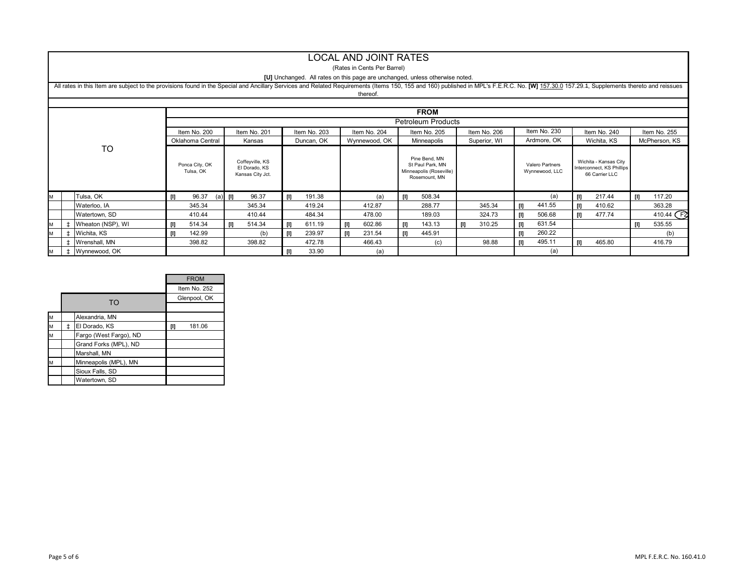# LOCAL AND JOINT RATES

(Rates in Cents Per Barrel)

**[U]** Unchanged. All rates on this page are unchanged, unless otherwise noted.

All rates in this Item are subject to the provisions found in the Special and Ancillary Services and Related Requirements (Items 150, 155 and 160) published in MPL's F.E.R.C. No. **[W]** 157.30.0 157.29.1, Supplements thereto and reissues thereof.

| | | TO | FROM – Petroleum Products: Item No. 200 – Oklahoma Central – Ponca City, OK; Tulsa, OK | Item No. 201 – Kansas – Coffeyville, KS; El Dorado, KS; Kansas City Jct. | Item No. 203 – Duncan, OK | Item No. 204 – Wynnewood, OK | Item No. 205 – Minneapolis – Pine Bend, MN; St Paul Park, MN; Minneapolis (Roseville); Rosemount, MN | Item No. 206 – Superior, WI | Item No. 230 – Ardmore, OK – Valero Partners Wynnewood, LLC | Item No. 240 – Wichita, KS – Wichita - Kansas City Interconnect, KS Phillips 66 Carrier LLC | Item No. 255 – McPherson, KS |
|---|---|---|---|---|---|---|---|---|---|---|---|
| M | | Tulsa, OK | [I] 96.37 (a) | [I] 96.37 | [I] 191.38 | (a) | [I] 508.34 | | (a) | [I] 217.44 | [I] 117.20 |
| | | Waterloo, IA | 345.34 | 345.34 | 419.24 | 412.87 | 288.77 | 345.34 | [I] 441.55 | [I] 410.62 | 363.28 |
| | | Watertown, SD | 410.44 | 410.44 | 484.34 | 478.00 | 189.03 | 324.73 | [I] 506.68 | [I] 477.74 | 410.44 F2 |
| M | ‡ | Wheaton (NSP), WI | [I] 514.34 | [I] 514.34 | [I] 611.19 | [I] 602.86 | [I] 143.13 | [I] 310.25 | [I] 631.54 | | [I] 535.55 |
| M | ‡ | Wichita, KS | [I] 142.99 | (b) | [I] 239.97 | [I] 231.54 | [I] 445.91 | | [I] 260.22 | | (b) |
| | ‡ | Wrenshall, MN | 398.82 | 398.82 | 472.78 | 466.43 | (c) | 98.88 | [I] 495.11 | [I] 465.80 | 416.79 |
| M | ‡ | Wynnewood, OK | | | [I] 33.90 | (a) | | | (a) | | |

| | | TO | FROM – Item No. 252 – Glenpool, OK |
|---|---|---|---|
| M | | Alexandria, MN | |
| M | ‡ | El Dorado, KS | [I] 181.06 |
| M | | Fargo (West Fargo), ND | |
| | | Grand Forks (MPL), ND | |
| | | Marshall, MN | |
| M | | Minneapolis (MPL), MN | |
| | | Sioux Falls, SD | |
| | | Watertown, SD | |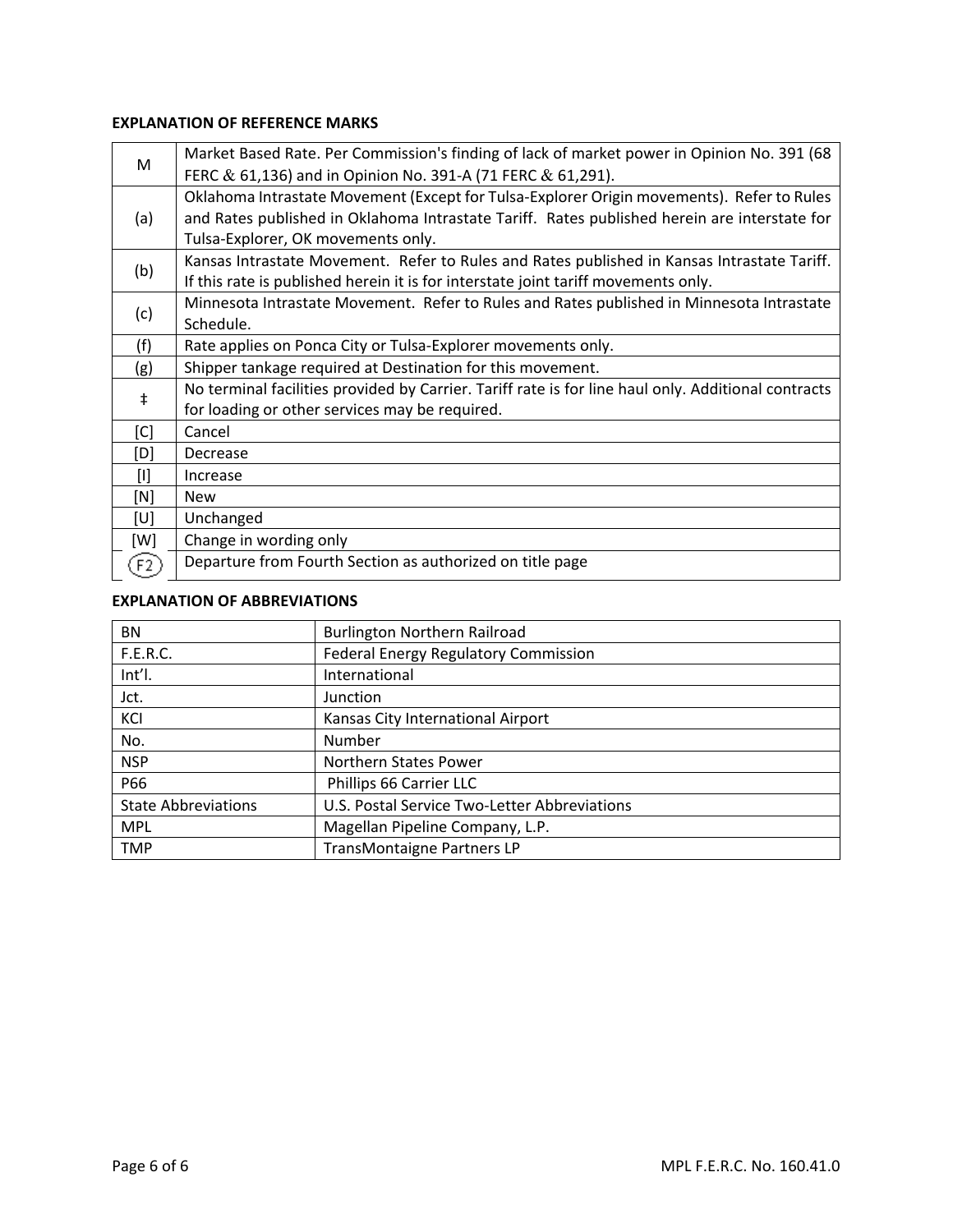**EXPLANATION OF REFERENCE MARKS**

| | |
|---|---|
| M | Market Based Rate. Per Commission's finding of lack of market power in Opinion No. 391 (68 FERC & 61,136) and in Opinion No. 391-A (71 FERC & 61,291). |
| (a) | Oklahoma Intrastate Movement (Except for Tulsa-Explorer Origin movements). Refer to Rules and Rates published in Oklahoma Intrastate Tariff. Rates published herein are interstate for Tulsa-Explorer, OK movements only. |
| (b) | Kansas Intrastate Movement. Refer to Rules and Rates published in Kansas Intrastate Tariff. If this rate is published herein it is for interstate joint tariff movements only. |
| (c) | Minnesota Intrastate Movement. Refer to Rules and Rates published in Minnesota Intrastate Schedule. |
| (f) | Rate applies on Ponca City or Tulsa-Explorer movements only. |
| (g) | Shipper tankage required at Destination for this movement. |
| ‡ | No terminal facilities provided by Carrier. Tariff rate is for line haul only. Additional contracts for loading or other services may be required. |
| [C] | Cancel |
| [D] | Decrease |
| [I] | Increase |
| [N] | New |
| [U] | Unchanged |
| [W] | Change in wording only |
| (F2) | Departure from Fourth Section as authorized on title page |

**EXPLANATION OF ABBREVIATIONS**

| | |
|---|---|
| BN | Burlington Northern Railroad |
| F.E.R.C. | Federal Energy Regulatory Commission |
| Int'l. | International |
| Jct. | Junction |
| KCI | Kansas City International Airport |
| No. | Number |
| NSP | Northern States Power |
| P66 | Phillips 66 Carrier LLC |
| State Abbreviations | U.S. Postal Service Two-Letter Abbreviations |
| MPL | Magellan Pipeline Company, L.P. |
| TMP | TransMontaigne Partners LP |